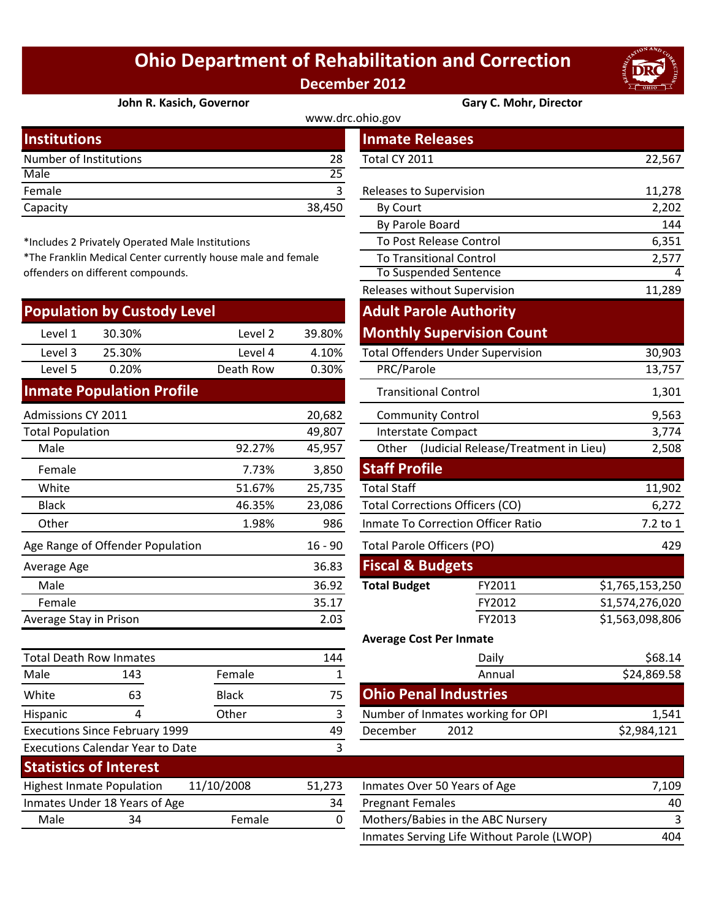# Ohio Department of Rehabilitation and Correction

**December 2012**

**John R. Kasich, Governor** | **Gary C. Mohr, Director**

www.drc.ohio.gov

## Institutions

| | |
|---|---|
| Number of Institutions | 28 |
| Male | 25 |
| Female | 3 |
| Capacity | 38,450 |

*Includes 2 Privately Operated Male Institutions
*The Franklin Medical Center currently house male and female offenders on different compounds.

## Population by Custody Level

| | | | |
|---|---|---|---|
| Level 1 | 30.30% | Level 2 | 39.80% |
| Level 3 | 25.30% | Level 4 | 4.10% |
| Level 5 | 0.20% | Death Row | 0.30% |

## Inmate Population Profile

| | | |
|---|---|---|
| Admissions CY 2011 | | 20,682 |
| Total Population | | 49,807 |
| Male | 92.27% | 45,957 |
| Female | 7.73% | 3,850 |
| White | 51.67% | 25,735 |
| Black | 46.35% | 23,086 |
| Other | 1.98% | 986 |
| Age Range of Offender Population | | 16 - 90 |
| Average Age | | 36.83 |
| Male | | 36.92 |
| Female | | 35.17 |
| Average Stay in Prison | | 2.03 |

| | | | |
|---|---|---|---|
| Total Death Row Inmates | | | 144 |
| Male | 143 | Female | 1 |
| White | 63 | Black | 75 |
| Hispanic | 4 | Other | 3 |
| Executions Since February 1999 | | | 49 |
| Executions Calendar Year to Date | | | 3 |

## Inmate Releases

| | |
|---|---|
| Total CY 2011 | 22,567 |
| Releases to Supervision | 11,278 |
| By Court | 2,202 |
| By Parole Board | 144 |
| To Post Release Control | 6,351 |
| To Transitional Control | 2,577 |
| To Suspended Sentence | 4 |
| Releases without Supervision | 11,289 |

## Adult Parole Authority Monthly Supervision Count

| | |
|---|---|
| Total Offenders Under Supervision | 30,903 |
| PRC/Parole | 13,757 |
| Transitional Control | 1,301 |
| Community Control | 9,563 |
| Interstate Compact | 3,774 |
| Other (Judicial Release/Treatment in Lieu) | 2,508 |

## Staff Profile

| | |
|---|---|
| Total Staff | 11,902 |
| Total Corrections Officers (CO) | 6,272 |
| Inmate To Correction Officer Ratio | 7.2 to 1 |
| Total Parole Officers (PO) | 429 |

## Fiscal & Budgets

| | | |
|---|---|---|
| **Total Budget** | FY2011 | $1,765,153,250 |
| | FY2012 | $1,574,276,020 |
| | FY2013 | $1,563,098,806 |

**Average Cost Per Inmate**

| | |
|---|---|
| Daily | $68.14 |
| Annual | $24,869.58 |

## Ohio Penal Industries

| | | |
|---|---|---|
| Number of Inmates working for OPI | | 1,541 |
| December | 2012 | $2,984,121 |

## Statistics of Interest

| | | | |
|---|---|---|---|
| Highest Inmate Population | 11/10/2008 | | 51,273 |
| Inmates Under 18 Years of Age | | | 34 |
| Male | 34 | Female | 0 |

| | |
|---|---|
| Inmates Over 50 Years of Age | 7,109 |
| Pregnant Females | 40 |
| Mothers/Babies in the ABC Nursery | 3 |
| Inmates Serving Life Without Parole (LWOP) | 404 |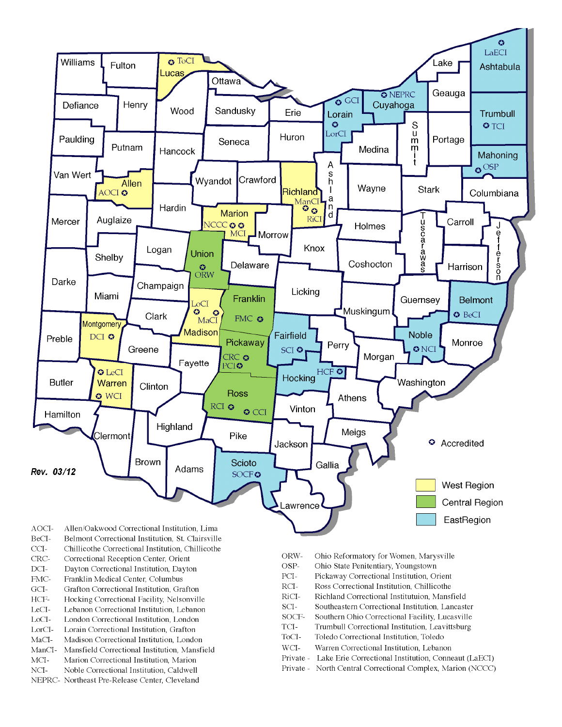Rev. 03/12

Accredited

West Region

Central Region

EastRegion

| | |
|---|---|
| AOCI- | Allen/Oakwood Correctional Institution, Lima |
| BeCI- | Belmont Correctional Institution, St. Clairsville |
| CCI- | Chillicothe Correctional Institution, Chillicothe |
| CRC- | Correctional Reception Center, Orient |
| DCI- | Dayton Correctional Institution, Dayton |
| FMC- | Franklin Medical Center, Columbus |
| GCI- | Grafton Correctional Institution, Grafton |
| HCF- | Hocking Correctional Facility, Nelsonville |
| LeCI- | Lebanon Correctional Institution, Lebanon |
| LoCI- | London Correctional Institution, London |
| LorCI- | Lorain Correctional Institution, Grafton |
| MaCI- | Madison Correctional Institution, London |
| ManCI- | Mansfield Correctional Institution, Mansfield |
| MCI- | Marion Correctional Institution, Marion |
| NCI- | Noble Correctional Institution, Caldwell |
| NEPRC- | Northeast Pre-Release Center, Cleveland |
| ORW- | Ohio Reformatory for Women, Marysville |
| OSP- | Ohio State Penitentiary, Youngstown |
| PCI- | Pickaway Correctional Institution, Orient |
| RCI- | Ross Correctional Institution, Chillicothe |
| RiCI- | Richland Correctional Instituttuion, Mansfield |
| SCI- | Southeastern Correctional Institution, Lancaster |
| SOCF- | Southern Ohio Correctional Facility, Lucasville |
| TCI- | Trumbull Correctional Institution, Leavittsburg |
| ToCI- | Toledo Correctional Institution, Toledo |
| WCI- | Warren Correctional Institution, Lebanon |
| Private - | Lake Erie Correctional Institution, Conneaut (LaECI) |
| Private - | North Central Correctional Complex, Marion (NCCC) |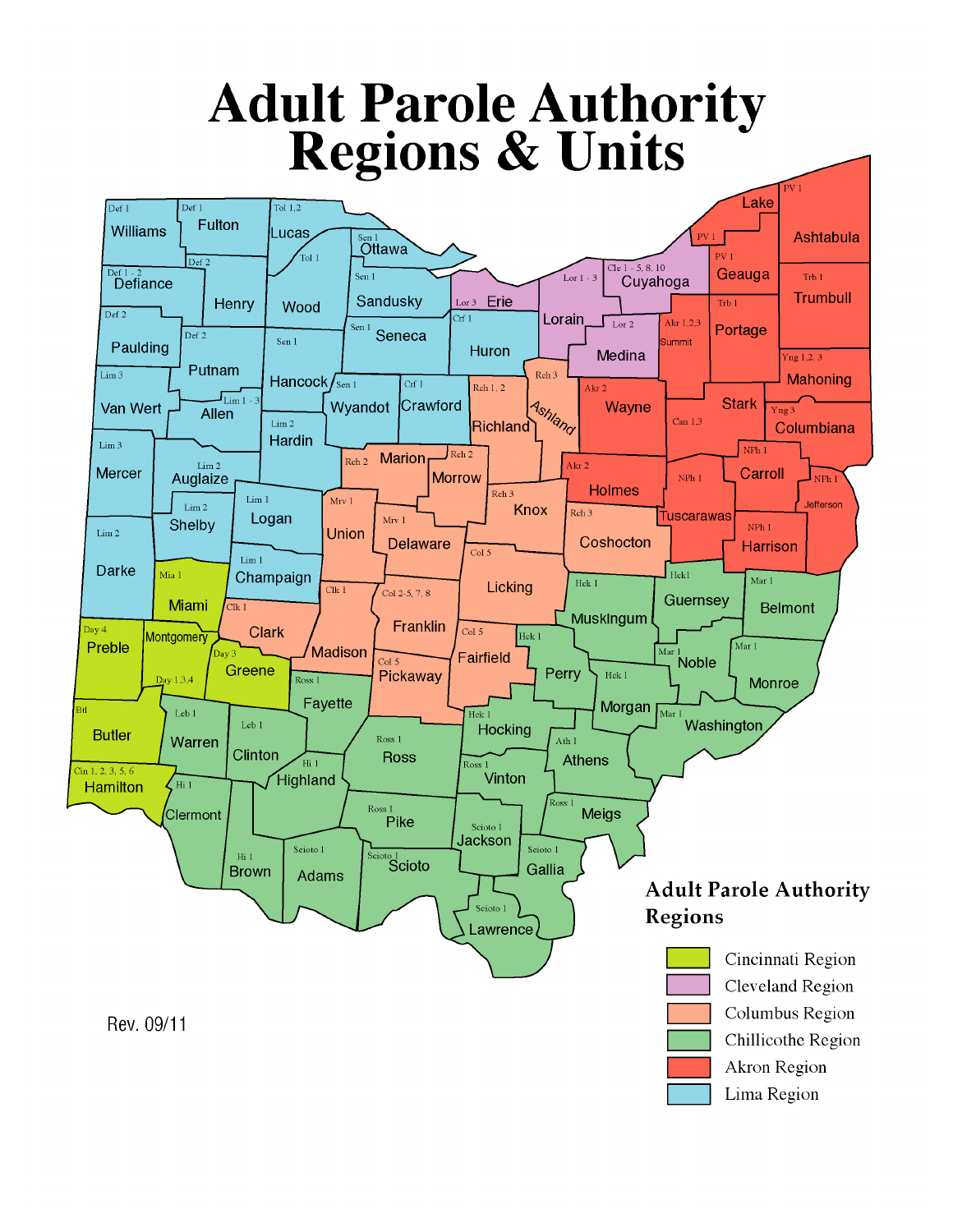# Adult Parole Authority Regions & Units

Def 1 Williams
Def 1 Fulton
Tol 1,2 Lucas
Sen 1 Ottawa
Def 1 - 2 Defiance
Def 2 Henry
Tol 1 Wood
Sen 1 Sandusky
Lor 3 Erie
Lor 1 - 3 Lorain
Cle 1 - 5, 8, 10 Cuyahoga
PV 1 Lake
PV 1 Geauga
PV 1 Ashtabula
Trb 1 Trumbull
Def 2 Paulding
Def 2 Putnam
Sen 1 Hancock
Sen 1 Seneca
Crf 1 Huron
Lor 2 Medina
Akr 1,2,3 Summit
Trb 1 Portage
Yng 1,2, 3 Mahoning
Lim 3 Van Wert
Lim 1 - 3 Allen
Sen 1 Wyandot
Crf 1 Crawford
Rch 1, 2 Richland
Rch 3 Ashland
Akr 2 Wayne
Can 1,3 Stark
Yng 3 Columbiana
Lim 3 Mercer
Lim 2 Auglaize
Lim 2 Hardin
Rch 2 Marion
Rch 2 Morrow
Akr 2 Holmes
NPh 1 Carroll
NPh 1 Tuscarawas
NPh 1 Jefferson
Lim 2 Shelby
Lim 1 Logan
Mrv 1 Union
Mrv 1 Delaware
Rch 3 Knox
Rch 3 Coshocton
NPh 1 Harrison
Lim 2 Darke
Mia 1 Miami
Lim 1 Champaign
Clk 1 Clark
Clk 1 Madison
Col 2-5, 7, 8 Franklin
Col 5 Licking
Hck 1 Muskingum
Hck1 Guernsey
Mar 1 Belmont
Day 4 Preble
Montgomery
Day 3 Greene
Day 1,3,4
Ross 1 Fayette
Col 5 Pickaway
Col 5 Fairfield
Hck 1 Perry
Mar 1 Noble
Mar 1 Monroe
Hck 1 Morgan
Btl Butler
Leb 1 Warren
Leb 1 Clinton
Hi 1 Highland
Ross 1 Ross
Hck 1 Hocking
Ath 1 Athens
Mar 1 Washington
Cin 1, 2, 3, 5, 6 Hamilton
Hi 1 Clermont
Ross 1 Vinton
Ross 1 Pike
Ross 1 Meigs
Sciota 1 Jackson
Hi 1 Brown
Scioto 1 Adams
Scioto 1 Scioto
Scioto 1 Gallia
Scioto 1 Lawrence

## Adult Parole Authority Regions

- Cincinnati Region
- Cleveland Region
- Columbus Region
- Chillicothe Region
- Akron Region
- Lima Region

Rev. 09/11